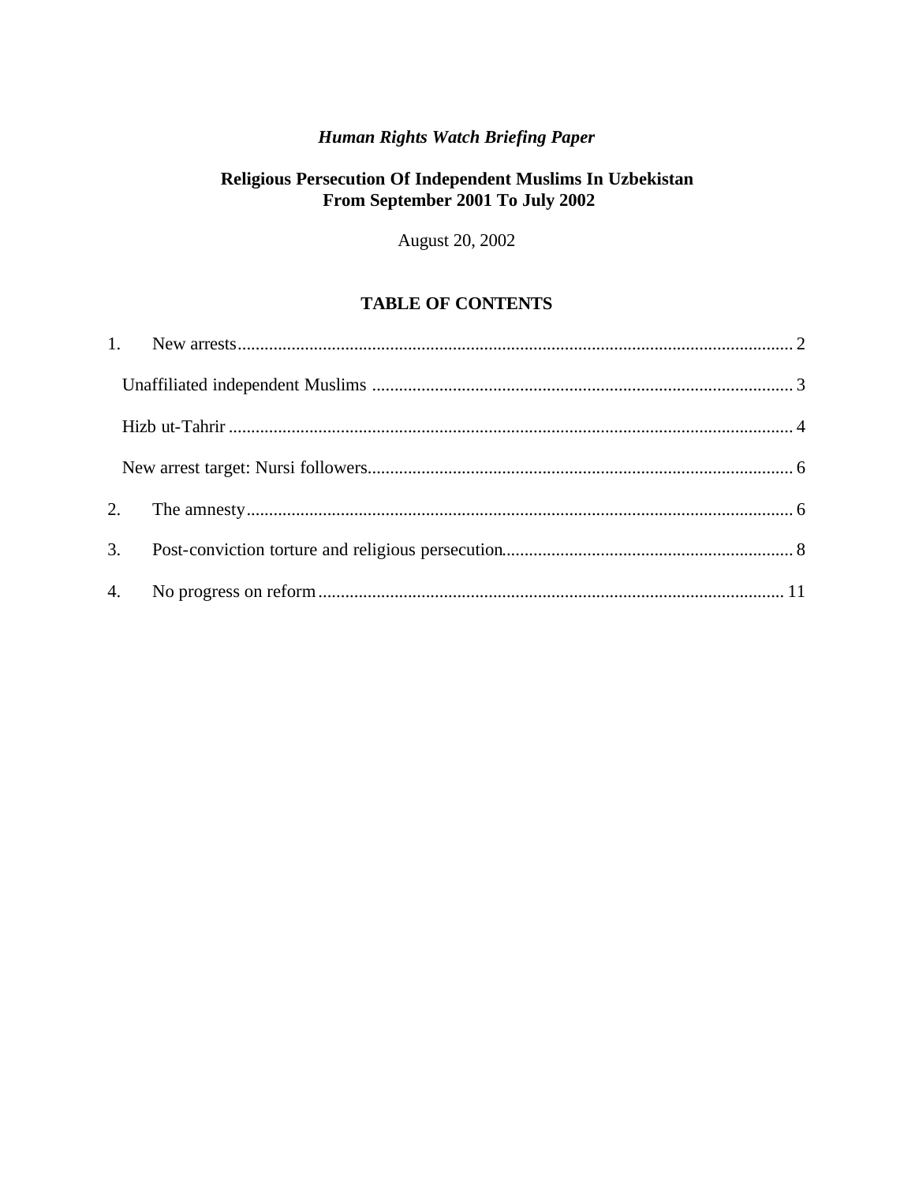*Human Rights Watch Briefing Paper*

# Religious Persecution Of Independent Muslims In Uzbekistan From September 2001 To July 2002

August 20, 2002

## TABLE OF CONTENTS

1. New arrests ........................................................................................................................ 2
   - Unaffiliated independent Muslims ............................................................................................. 3
   - Hizb ut-Tahrir ................................................................................................................. 4
   - New arrest target: Nursi followers.............................................................................................. 6
2. The amnesty........................................................................................................................ 6
3. Post-conviction torture and religious persecution................................................................ 8
4. No progress on reform....................................................................................................... 11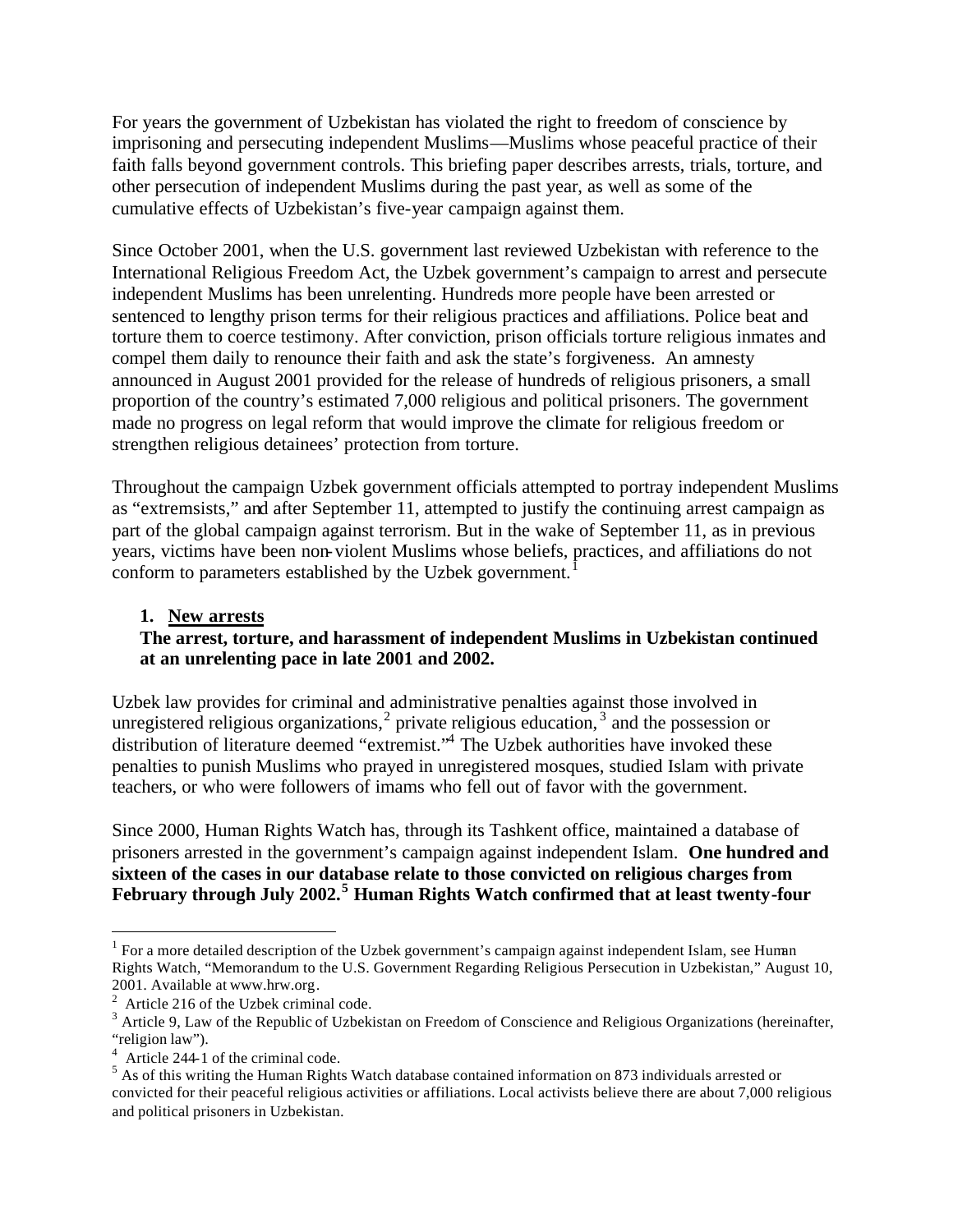For years the government of Uzbekistan has violated the right to freedom of conscience by imprisoning and persecuting independent Muslims—Muslims whose peaceful practice of their faith falls beyond government controls. This briefing paper describes arrests, trials, torture, and other persecution of independent Muslims during the past year, as well as some of the cumulative effects of Uzbekistan's five-year campaign against them.

Since October 2001, when the U.S. government last reviewed Uzbekistan with reference to the International Religious Freedom Act, the Uzbek government's campaign to arrest and persecute independent Muslims has been unrelenting. Hundreds more people have been arrested or sentenced to lengthy prison terms for their religious practices and affiliations. Police beat and torture them to coerce testimony. After conviction, prison officials torture religious inmates and compel them daily to renounce their faith and ask the state's forgiveness. An amnesty announced in August 2001 provided for the release of hundreds of religious prisoners, a small proportion of the country's estimated 7,000 religious and political prisoners. The government made no progress on legal reform that would improve the climate for religious freedom or strengthen religious detainees' protection from torture.

Throughout the campaign Uzbek government officials attempted to portray independent Muslims as "extremsists," and after September 11, attempted to justify the continuing arrest campaign as part of the global campaign against terrorism. But in the wake of September 11, as in previous years, victims have been non-violent Muslims whose beliefs, practices, and affiliations do not conform to parameters established by the Uzbek government.[1]

## 1. New arrests

**The arrest, torture, and harassment of independent Muslims in Uzbekistan continued at an unrelenting pace in late 2001 and 2002.**

Uzbek law provides for criminal and administrative penalties against those involved in unregistered religious organizations,[2] private religious education,[3] and the possession or distribution of literature deemed "extremist."[4] The Uzbek authorities have invoked these penalties to punish Muslims who prayed in unregistered mosques, studied Islam with private teachers, or who were followers of imams who fell out of favor with the government.

Since 2000, Human Rights Watch has, through its Tashkent office, maintained a database of prisoners arrested in the government's campaign against independent Islam. **One hundred and sixteen of the cases in our database relate to those convicted on religious charges from February through July 2002.[5] Human Rights Watch confirmed that at least twenty-four**

---

[1] For a more detailed description of the Uzbek government's campaign against independent Islam, see Human Rights Watch, "Memorandum to the U.S. Government Regarding Religious Persecution in Uzbekistan," August 10, 2001. Available at www.hrw.org.

[2] Article 216 of the Uzbek criminal code.

[3] Article 9, Law of the Republic of Uzbekistan on Freedom of Conscience and Religious Organizations (hereinafter, "religion law").

[4] Article 244-1 of the criminal code.

[5] As of this writing the Human Rights Watch database contained information on 873 individuals arrested or convicted for their peaceful religious activities or affiliations. Local activists believe there are about 7,000 religious and political prisoners in Uzbekistan.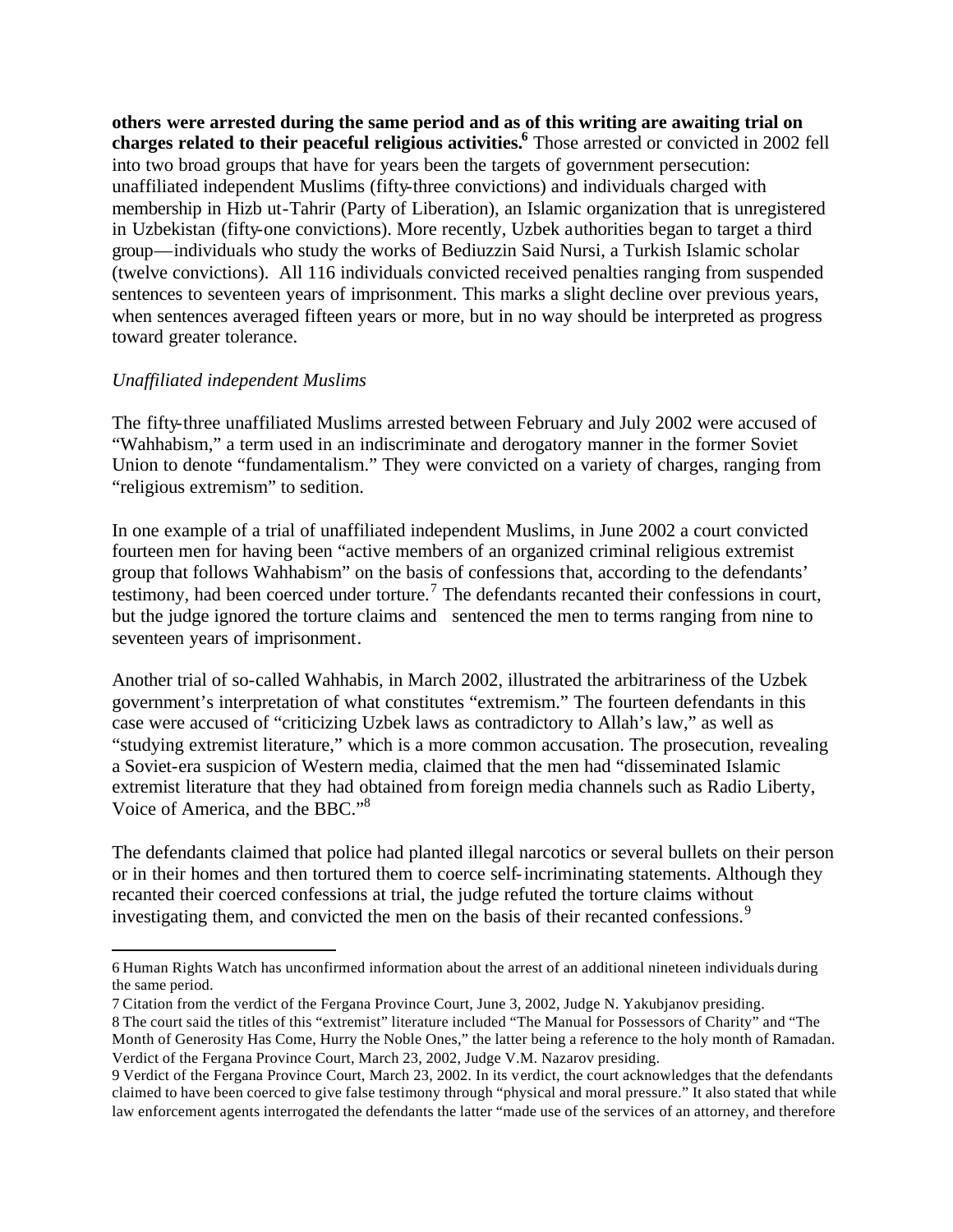**others were arrested during the same period and as of this writing are awaiting trial on charges related to their peaceful religious activities.[6]** Those arrested or convicted in 2002 fell into two broad groups that have for years been the targets of government persecution: unaffiliated independent Muslims (fifty-three convictions) and individuals charged with membership in Hizb ut-Tahrir (Party of Liberation), an Islamic organization that is unregistered in Uzbekistan (fifty-one convictions). More recently, Uzbek authorities began to target a third group—individuals who study the works of Bediuzzin Said Nursi, a Turkish Islamic scholar (twelve convictions). All 116 individuals convicted received penalties ranging from suspended sentences to seventeen years of imprisonment. This marks a slight decline over previous years, when sentences averaged fifteen years or more, but in no way should be interpreted as progress toward greater tolerance.

*Unaffiliated independent Muslims*

The fifty-three unaffiliated Muslims arrested between February and July 2002 were accused of "Wahhabism," a term used in an indiscriminate and derogatory manner in the former Soviet Union to denote "fundamentalism." They were convicted on a variety of charges, ranging from "religious extremism" to sedition.

In one example of a trial of unaffiliated independent Muslims, in June 2002 a court convicted fourteen men for having been "active members of an organized criminal religious extremist group that follows Wahhabism" on the basis of confessions that, according to the defendants' testimony, had been coerced under torture.[7] The defendants recanted their confessions in court, but the judge ignored the torture claims and sentenced the men to terms ranging from nine to seventeen years of imprisonment.

Another trial of so-called Wahhabis, in March 2002, illustrated the arbitrariness of the Uzbek government's interpretation of what constitutes "extremism." The fourteen defendants in this case were accused of "criticizing Uzbek laws as contradictory to Allah's law," as well as "studying extremist literature," which is a more common accusation. The prosecution, revealing a Soviet-era suspicion of Western media, claimed that the men had "disseminated Islamic extremist literature that they had obtained from foreign media channels such as Radio Liberty, Voice of America, and the BBC."[8]

The defendants claimed that police had planted illegal narcotics or several bullets on their person or in their homes and then tortured them to coerce self-incriminating statements. Although they recanted their coerced confessions at trial, the judge refuted the torture claims without investigating them, and convicted the men on the basis of their recanted confessions.[9]

---

6 Human Rights Watch has unconfirmed information about the arrest of an additional nineteen individuals during the same period.

7 Citation from the verdict of the Fergana Province Court, June 3, 2002, Judge N. Yakubjanov presiding.

8 The court said the titles of this "extremist" literature included "The Manual for Possessors of Charity" and "The Month of Generosity Has Come, Hurry the Noble Ones," the latter being a reference to the holy month of Ramadan. Verdict of the Fergana Province Court, March 23, 2002, Judge V.M. Nazarov presiding.

9 Verdict of the Fergana Province Court, March 23, 2002. In its verdict, the court acknowledges that the defendants claimed to have been coerced to give false testimony through "physical and moral pressure." It also stated that while law enforcement agents interrogated the defendants the latter "made use of the services of an attorney, and therefore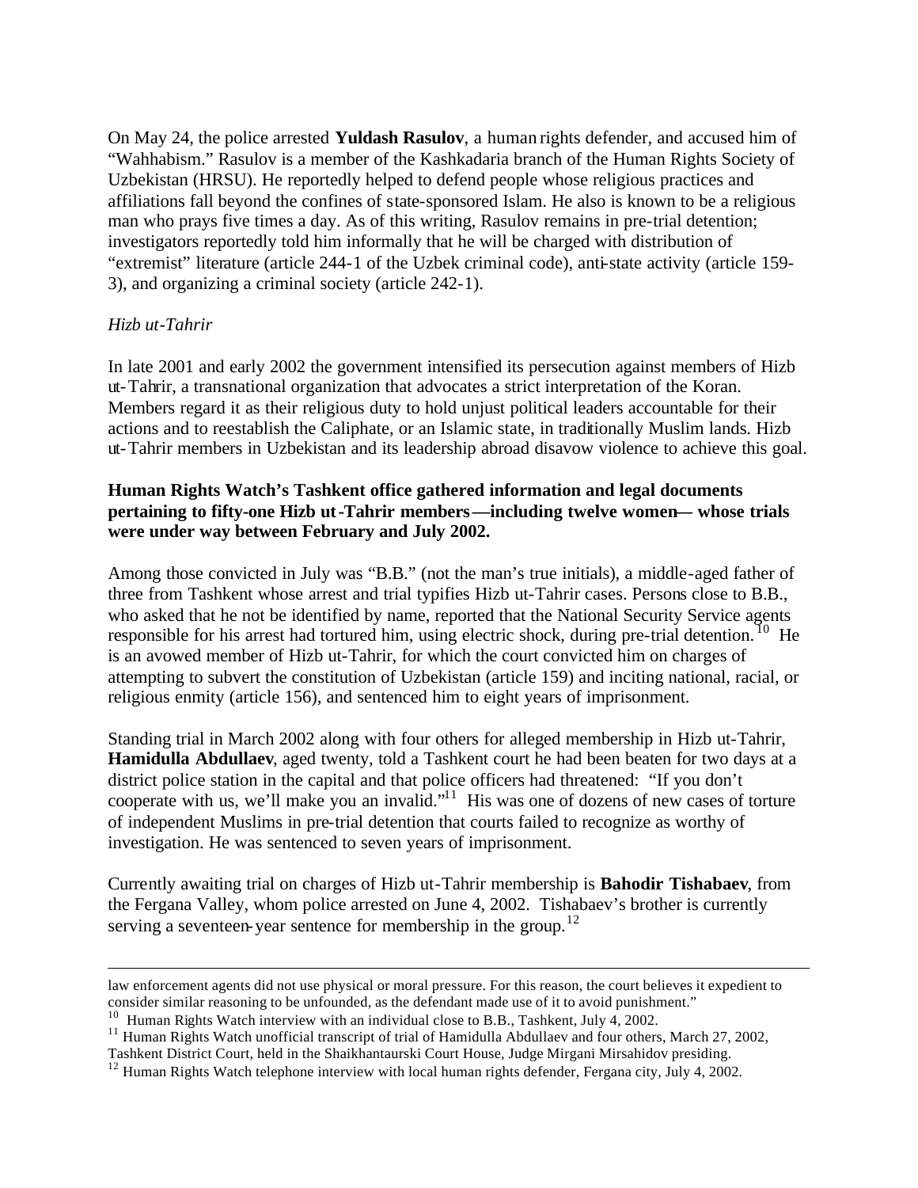On May 24, the police arrested **Yuldash Rasulov**, a human rights defender, and accused him of "Wahhabism." Rasulov is a member of the Kashkadaria branch of the Human Rights Society of Uzbekistan (HRSU). He reportedly helped to defend people whose religious practices and affiliations fall beyond the confines of state-sponsored Islam. He also is known to be a religious man who prays five times a day. As of this writing, Rasulov remains in pre-trial detention; investigators reportedly told him informally that he will be charged with distribution of "extremist" literature (article 244-1 of the Uzbek criminal code), anti-state activity (article 159-3), and organizing a criminal society (article 242-1).

*Hizb ut-Tahrir*

In late 2001 and early 2002 the government intensified its persecution against members of Hizb ut-Tahrir, a transnational organization that advocates a strict interpretation of the Koran. Members regard it as their religious duty to hold unjust political leaders accountable for their actions and to reestablish the Caliphate, or an Islamic state, in traditionally Muslim lands. Hizb ut-Tahrir members in Uzbekistan and its leadership abroad disavow violence to achieve this goal.

**Human Rights Watch's Tashkent office gathered information and legal documents pertaining to fifty-one Hizb ut-Tahrir members—including twelve women— whose trials were under way between February and July 2002.**

Among those convicted in July was "B.B." (not the man's true initials), a middle-aged father of three from Tashkent whose arrest and trial typifies Hizb ut-Tahrir cases. Persons close to B.B., who asked that he not be identified by name, reported that the National Security Service agents responsible for his arrest had tortured him, using electric shock, during pre-trial detention.[10] He is an avowed member of Hizb ut-Tahrir, for which the court convicted him on charges of attempting to subvert the constitution of Uzbekistan (article 159) and inciting national, racial, or religious enmity (article 156), and sentenced him to eight years of imprisonment.

Standing trial in March 2002 along with four others for alleged membership in Hizb ut-Tahrir, **Hamidulla Abdullaev**, aged twenty, told a Tashkent court he had been beaten for two days at a district police station in the capital and that police officers had threatened: "If you don't cooperate with us, we'll make you an invalid."[11] His was one of dozens of new cases of torture of independent Muslims in pre-trial detention that courts failed to recognize as worthy of investigation. He was sentenced to seven years of imprisonment.

Currently awaiting trial on charges of Hizb ut-Tahrir membership is **Bahodir Tishabaev**, from the Fergana Valley, whom police arrested on June 4, 2002. Tishabaev's brother is currently serving a seventeen-year sentence for membership in the group.[12]

---

law enforcement agents did not use physical or moral pressure. For this reason, the court believes it expedient to consider similar reasoning to be unfounded, as the defendant made use of it to avoid punishment."

[10] Human Rights Watch interview with an individual close to B.B., Tashkent, July 4, 2002.

[11] Human Rights Watch unofficial transcript of trial of Hamidulla Abdullaev and four others, March 27, 2002, Tashkent District Court, held in the Shaikhantaurski Court House, Judge Mirgani Mirsahidov presiding.

[12] Human Rights Watch telephone interview with local human rights defender, Fergana city, July 4, 2002.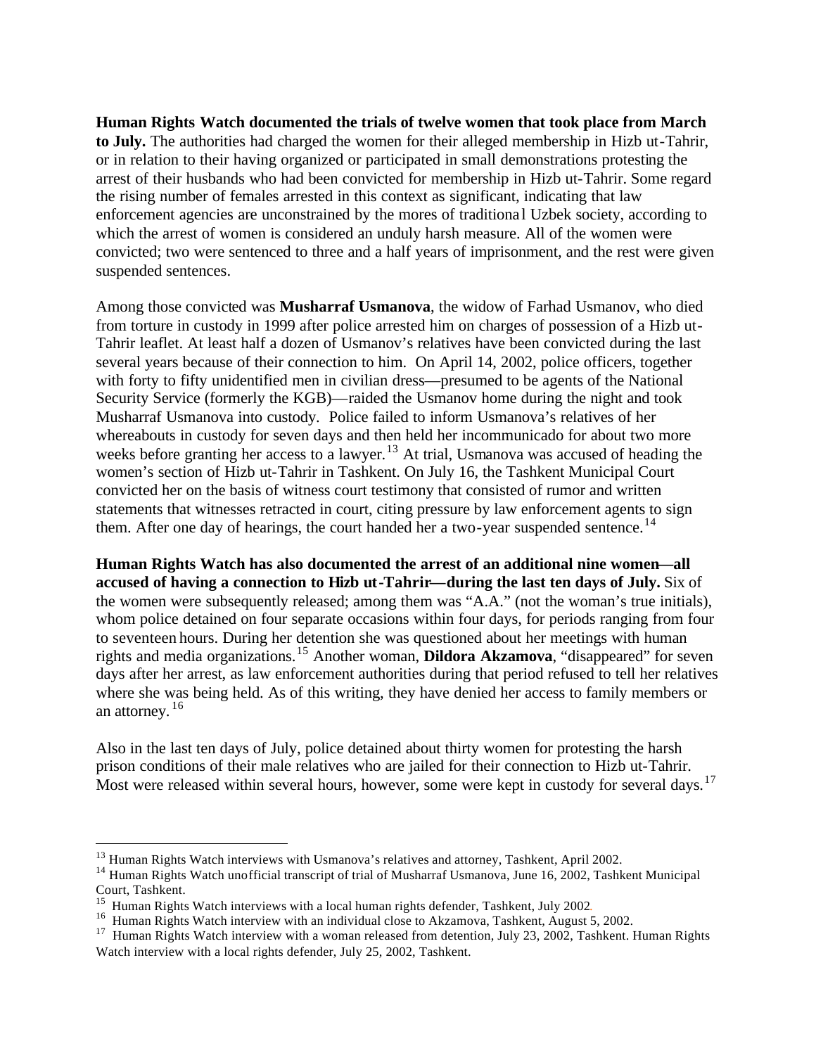**Human Rights Watch documented the trials of twelve women that took place from March to July.** The authorities had charged the women for their alleged membership in Hizb ut-Tahrir, or in relation to their having organized or participated in small demonstrations protesting the arrest of their husbands who had been convicted for membership in Hizb ut-Tahrir. Some regard the rising number of females arrested in this context as significant, indicating that law enforcement agencies are unconstrained by the mores of traditional Uzbek society, according to which the arrest of women is considered an unduly harsh measure. All of the women were convicted; two were sentenced to three and a half years of imprisonment, and the rest were given suspended sentences.

Among those convicted was **Musharraf Usmanova**, the widow of Farhad Usmanov, who died from torture in custody in 1999 after police arrested him on charges of possession of a Hizb ut-Tahrir leaflet. At least half a dozen of Usmanov's relatives have been convicted during the last several years because of their connection to him. On April 14, 2002, police officers, together with forty to fifty unidentified men in civilian dress—presumed to be agents of the National Security Service (formerly the KGB)—raided the Usmanov home during the night and took Musharraf Usmanova into custody. Police failed to inform Usmanova's relatives of her whereabouts in custody for seven days and then held her incommunicado for about two more weeks before granting her access to a lawyer.[13] At trial, Usmanova was accused of heading the women's section of Hizb ut-Tahrir in Tashkent. On July 16, the Tashkent Municipal Court convicted her on the basis of witness court testimony that consisted of rumor and written statements that witnesses retracted in court, citing pressure by law enforcement agents to sign them. After one day of hearings, the court handed her a two-year suspended sentence.[14]

**Human Rights Watch has also documented the arrest of an additional nine women—all accused of having a connection to Hizb ut-Tahrir—during the last ten days of July.** Six of the women were subsequently released; among them was "A.A." (not the woman's true initials), whom police detained on four separate occasions within four days, for periods ranging from four to seventeen hours. During her detention she was questioned about her meetings with human rights and media organizations.[15] Another woman, **Dildora Akzamova**, "disappeared" for seven days after her arrest, as law enforcement authorities during that period refused to tell her relatives where she was being held. As of this writing, they have denied her access to family members or an attorney.[16]

Also in the last ten days of July, police detained about thirty women for protesting the harsh prison conditions of their male relatives who are jailed for their connection to Hizb ut-Tahrir. Most were released within several hours, however, some were kept in custody for several days.[17]

---

[13] Human Rights Watch interviews with Usmanova's relatives and attorney, Tashkent, April 2002.

[14] Human Rights Watch unofficial transcript of trial of Musharraf Usmanova, June 16, 2002, Tashkent Municipal Court, Tashkent.

[15] Human Rights Watch interviews with a local human rights defender, Tashkent, July 2002.

[16] Human Rights Watch interview with an individual close to Akzamova, Tashkent, August 5, 2002.

[17] Human Rights Watch interview with a woman released from detention, July 23, 2002, Tashkent. Human Rights Watch interview with a local rights defender, July 25, 2002, Tashkent.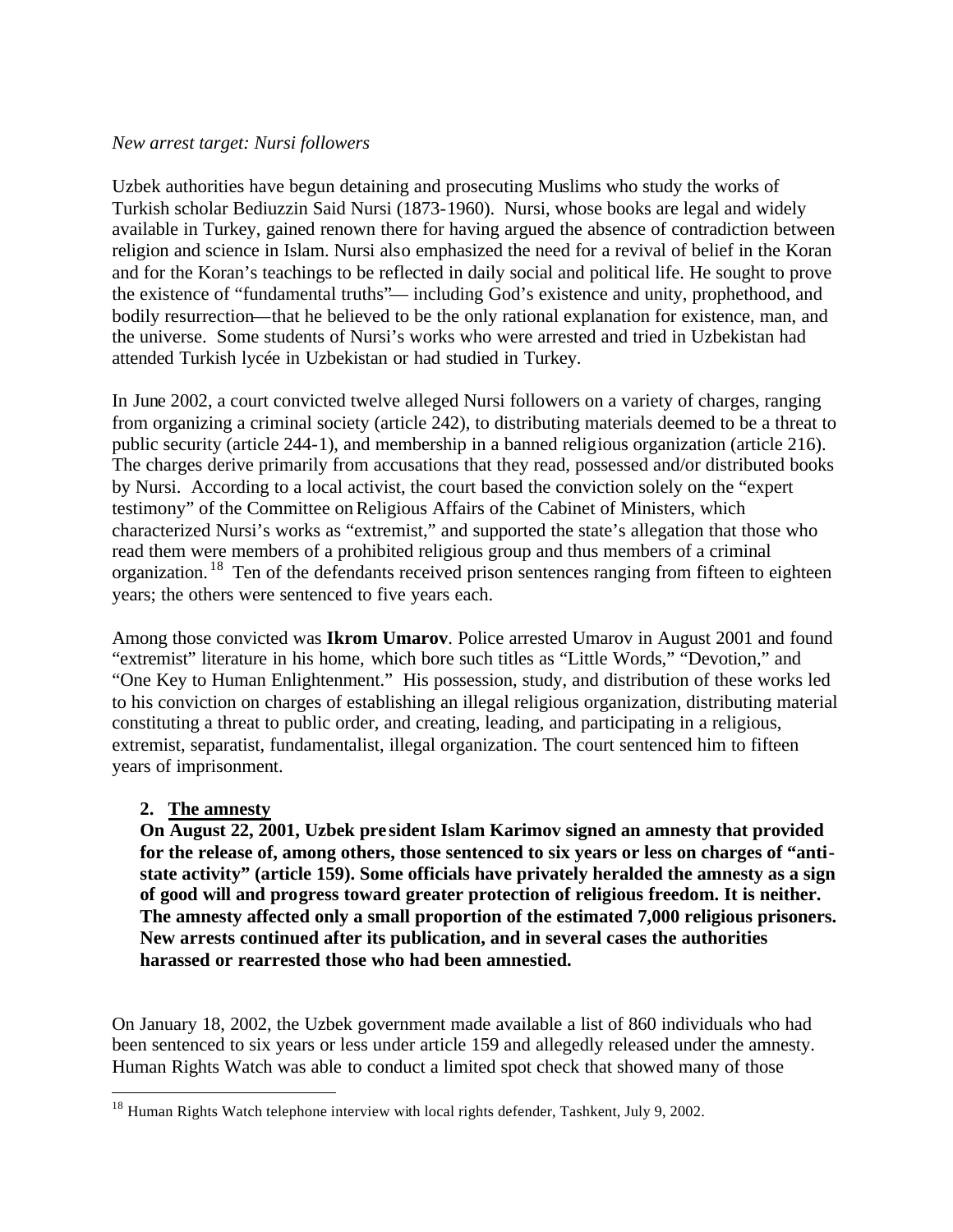*New arrest target: Nursi followers*

Uzbek authorities have begun detaining and prosecuting Muslims who study the works of Turkish scholar Bediuzzin Said Nursi (1873-1960). Nursi, whose books are legal and widely available in Turkey, gained renown there for having argued the absence of contradiction between religion and science in Islam. Nursi also emphasized the need for a revival of belief in the Koran and for the Koran's teachings to be reflected in daily social and political life. He sought to prove the existence of "fundamental truths"— including God's existence and unity, prophethood, and bodily resurrection—that he believed to be the only rational explanation for existence, man, and the universe. Some students of Nursi's works who were arrested and tried in Uzbekistan had attended Turkish lycée in Uzbekistan or had studied in Turkey.

In June 2002, a court convicted twelve alleged Nursi followers on a variety of charges, ranging from organizing a criminal society (article 242), to distributing materials deemed to be a threat to public security (article 244-1), and membership in a banned religious organization (article 216). The charges derive primarily from accusations that they read, possessed and/or distributed books by Nursi. According to a local activist, the court based the conviction solely on the "expert testimony" of the Committee on Religious Affairs of the Cabinet of Ministers, which characterized Nursi's works as "extremist," and supported the state's allegation that those who read them were members of a prohibited religious group and thus members of a criminal organization.[18] Ten of the defendants received prison sentences ranging from fifteen to eighteen years; the others were sentenced to five years each.

Among those convicted was **Ikrom Umarov**. Police arrested Umarov in August 2001 and found "extremist" literature in his home, which bore such titles as "Little Words," "Devotion," and "One Key to Human Enlightenment." His possession, study, and distribution of these works led to his conviction on charges of establishing an illegal religious organization, distributing material constituting a threat to public order, and creating, leading, and participating in a religious, extremist, separatist, fundamentalist, illegal organization. The court sentenced him to fifteen years of imprisonment.

### 2. The amnesty

**On August 22, 2001, Uzbek president Islam Karimov signed an amnesty that provided for the release of, among others, those sentenced to six years or less on charges of "anti-state activity" (article 159). Some officials have privately heralded the amnesty as a sign of good will and progress toward greater protection of religious freedom. It is neither. The amnesty affected only a small proportion of the estimated 7,000 religious prisoners. New arrests continued after its publication, and in several cases the authorities harassed or rearrested those who had been amnestied.**

On January 18, 2002, the Uzbek government made available a list of 860 individuals who had been sentenced to six years or less under article 159 and allegedly released under the amnesty. Human Rights Watch was able to conduct a limited spot check that showed many of those

---

[18] Human Rights Watch telephone interview with local rights defender, Tashkent, July 9, 2002.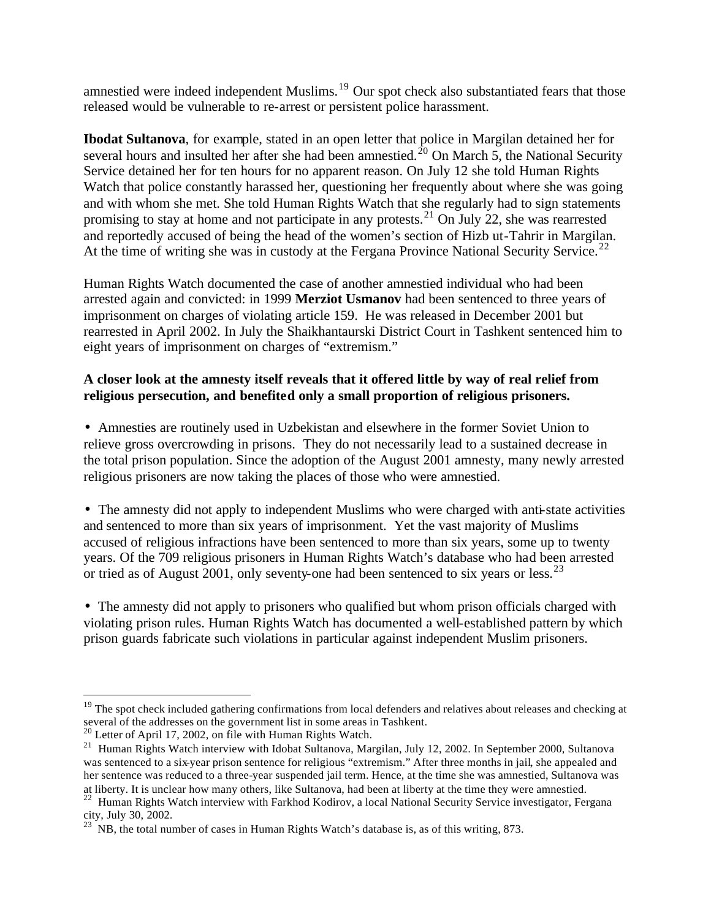amnestied were indeed independent Muslims.[19] Our spot check also substantiated fears that those released would be vulnerable to re-arrest or persistent police harassment.

**Ibodat Sultanova**, for example, stated in an open letter that police in Margilan detained her for several hours and insulted her after she had been amnestied.[20] On March 5, the National Security Service detained her for ten hours for no apparent reason. On July 12 she told Human Rights Watch that police constantly harassed her, questioning her frequently about where she was going and with whom she met. She told Human Rights Watch that she regularly had to sign statements promising to stay at home and not participate in any protests.[21] On July 22, she was rearrested and reportedly accused of being the head of the women's section of Hizb ut-Tahrir in Margilan. At the time of writing she was in custody at the Fergana Province National Security Service.[22]

Human Rights Watch documented the case of another amnestied individual who had been arrested again and convicted: in 1999 **Merziot Usmanov** had been sentenced to three years of imprisonment on charges of violating article 159. He was released in December 2001 but rearrested in April 2002. In July the Shaikhantaurski District Court in Tashkent sentenced him to eight years of imprisonment on charges of "extremism."

**A closer look at the amnesty itself reveals that it offered little by way of real relief from religious persecution, and benefited only a small proportion of religious prisoners.**

- Amnesties are routinely used in Uzbekistan and elsewhere in the former Soviet Union to relieve gross overcrowding in prisons. They do not necessarily lead to a sustained decrease in the total prison population. Since the adoption of the August 2001 amnesty, many newly arrested religious prisoners are now taking the places of those who were amnestied.

- The amnesty did not apply to independent Muslims who were charged with anti-state activities and sentenced to more than six years of imprisonment. Yet the vast majority of Muslims accused of religious infractions have been sentenced to more than six years, some up to twenty years. Of the 709 religious prisoners in Human Rights Watch's database who had been arrested or tried as of August 2001, only seventy-one had been sentenced to six years or less.[23]

- The amnesty did not apply to prisoners who qualified but whom prison officials charged with violating prison rules. Human Rights Watch has documented a well-established pattern by which prison guards fabricate such violations in particular against independent Muslim prisoners.

---

[19] The spot check included gathering confirmations from local defenders and relatives about releases and checking at several of the addresses on the government list in some areas in Tashkent.

[20] Letter of April 17, 2002, on file with Human Rights Watch.

[21] Human Rights Watch interview with Idobat Sultanova, Margilan, July 12, 2002. In September 2000, Sultanova was sentenced to a six-year prison sentence for religious "extremism." After three months in jail, she appealed and her sentence was reduced to a three-year suspended jail term. Hence, at the time she was amnestied, Sultanova was at liberty. It is unclear how many others, like Sultanova, had been at liberty at the time they were amnestied.

[22] Human Rights Watch interview with Farkhod Kodirov, a local National Security Service investigator, Fergana city, July 30, 2002.

[23] NB, the total number of cases in Human Rights Watch's database is, as of this writing, 873.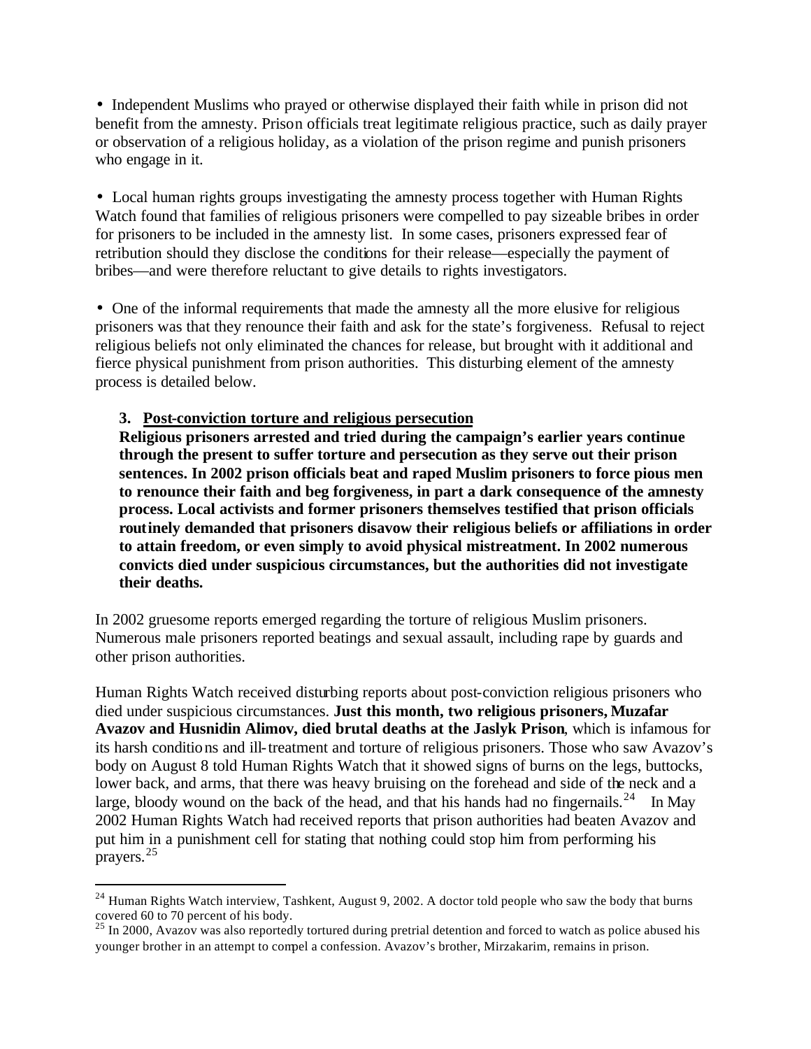- Independent Muslims who prayed or otherwise displayed their faith while in prison did not benefit from the amnesty. Prison officials treat legitimate religious practice, such as daily prayer or observation of a religious holiday, as a violation of the prison regime and punish prisoners who engage in it.

- Local human rights groups investigating the amnesty process together with Human Rights Watch found that families of religious prisoners were compelled to pay sizeable bribes in order for prisoners to be included in the amnesty list. In some cases, prisoners expressed fear of retribution should they disclose the conditions for their release—especially the payment of bribes—and were therefore reluctant to give details to rights investigators.

- One of the informal requirements that made the amnesty all the more elusive for religious prisoners was that they renounce their faith and ask for the state's forgiveness. Refusal to reject religious beliefs not only eliminated the chances for release, but brought with it additional and fierce physical punishment from prison authorities. This disturbing element of the amnesty process is detailed below.

### 3. Post-conviction torture and religious persecution

**Religious prisoners arrested and tried during the campaign's earlier years continue through the present to suffer torture and persecution as they serve out their prison sentences. In 2002 prison officials beat and raped Muslim prisoners to force pious men to renounce their faith and beg forgiveness, in part a dark consequence of the amnesty process. Local activists and former prisoners themselves testified that prison officials routinely demanded that prisoners disavow their religious beliefs or affiliations in order to attain freedom, or even simply to avoid physical mistreatment. In 2002 numerous convicts died under suspicious circumstances, but the authorities did not investigate their deaths.**

In 2002 gruesome reports emerged regarding the torture of religious Muslim prisoners. Numerous male prisoners reported beatings and sexual assault, including rape by guards and other prison authorities.

Human Rights Watch received disturbing reports about post-conviction religious prisoners who died under suspicious circumstances. **Just this month, two religious prisoners, Muzafar Avazov and Husnidin Alimov, died brutal deaths at the Jaslyk Prison**, which is infamous for its harsh conditions and ill-treatment and torture of religious prisoners. Those who saw Avazov's body on August 8 told Human Rights Watch that it showed signs of burns on the legs, buttocks, lower back, and arms, that there was heavy bruising on the forehead and side of the neck and a large, bloody wound on the back of the head, and that his hands had no fingernails.[24] In May 2002 Human Rights Watch had received reports that prison authorities had beaten Avazov and put him in a punishment cell for stating that nothing could stop him from performing his prayers.[25]

---

[24] Human Rights Watch interview, Tashkent, August 9, 2002. A doctor told people who saw the body that burns covered 60 to 70 percent of his body.

[25] In 2000, Avazov was also reportedly tortured during pretrial detention and forced to watch as police abused his younger brother in an attempt to compel a confession. Avazov's brother, Mirzakarim, remains in prison.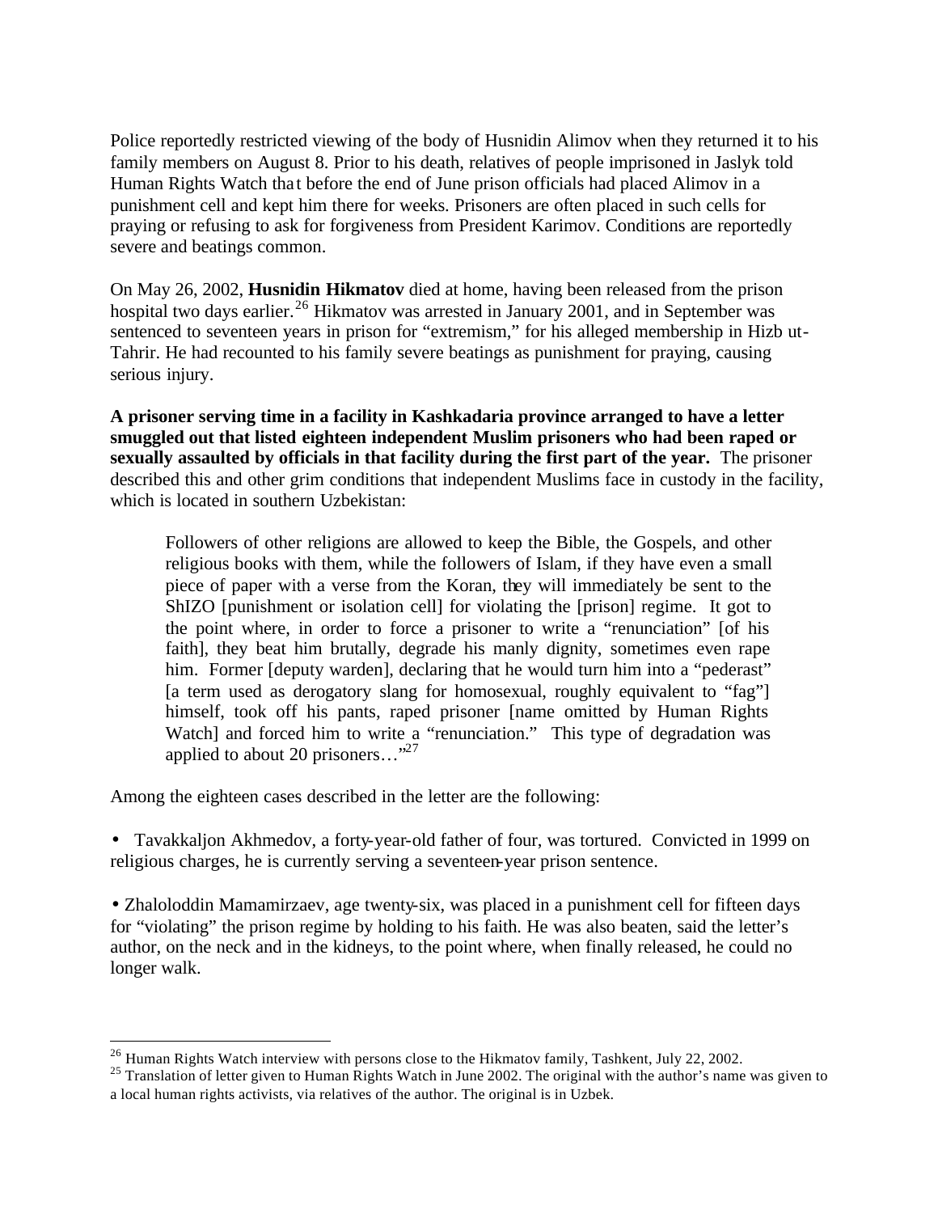Police reportedly restricted viewing of the body of Husnidin Alimov when they returned it to his family members on August 8. Prior to his death, relatives of people imprisoned in Jaslyk told Human Rights Watch that before the end of June prison officials had placed Alimov in a punishment cell and kept him there for weeks. Prisoners are often placed in such cells for praying or refusing to ask for forgiveness from President Karimov. Conditions are reportedly severe and beatings common.

On May 26, 2002, **Husnidin Hikmatov** died at home, having been released from the prison hospital two days earlier.[26] Hikmatov was arrested in January 2001, and in September was sentenced to seventeen years in prison for "extremism," for his alleged membership in Hizb ut-Tahrir. He had recounted to his family severe beatings as punishment for praying, causing serious injury.

**A prisoner serving time in a facility in Kashkadaria province arranged to have a letter smuggled out that listed eighteen independent Muslim prisoners who had been raped or sexually assaulted by officials in that facility during the first part of the year.** The prisoner described this and other grim conditions that independent Muslims face in custody in the facility, which is located in southern Uzbekistan:

> Followers of other religions are allowed to keep the Bible, the Gospels, and other religious books with them, while the followers of Islam, if they have even a small piece of paper with a verse from the Koran, they will immediately be sent to the ShIZO [punishment or isolation cell] for violating the [prison] regime. It got to the point where, in order to force a prisoner to write a "renunciation" [of his faith], they beat him brutally, degrade his manly dignity, sometimes even rape him. Former [deputy warden], declaring that he would turn him into a "pederast" [a term used as derogatory slang for homosexual, roughly equivalent to "fag"] himself, took off his pants, raped prisoner [name omitted by Human Rights Watch] and forced him to write a "renunciation." This type of degradation was applied to about 20 prisoners…"[27]

Among the eighteen cases described in the letter are the following:

- Tavakkaljon Akhmedov, a forty-year-old father of four, was tortured. Convicted in 1999 on religious charges, he is currently serving a seventeen-year prison sentence.

- Zhaloloddin Mamamirzaev, age twenty-six, was placed in a punishment cell for fifteen days for "violating" the prison regime by holding to his faith. He was also beaten, said the letter's author, on the neck and in the kidneys, to the point where, when finally released, he could no longer walk.

---

[26] Human Rights Watch interview with persons close to the Hikmatov family, Tashkent, July 22, 2002.

[25] Translation of letter given to Human Rights Watch in June 2002. The original with the author's name was given to a local human rights activists, via relatives of the author. The original is in Uzbek.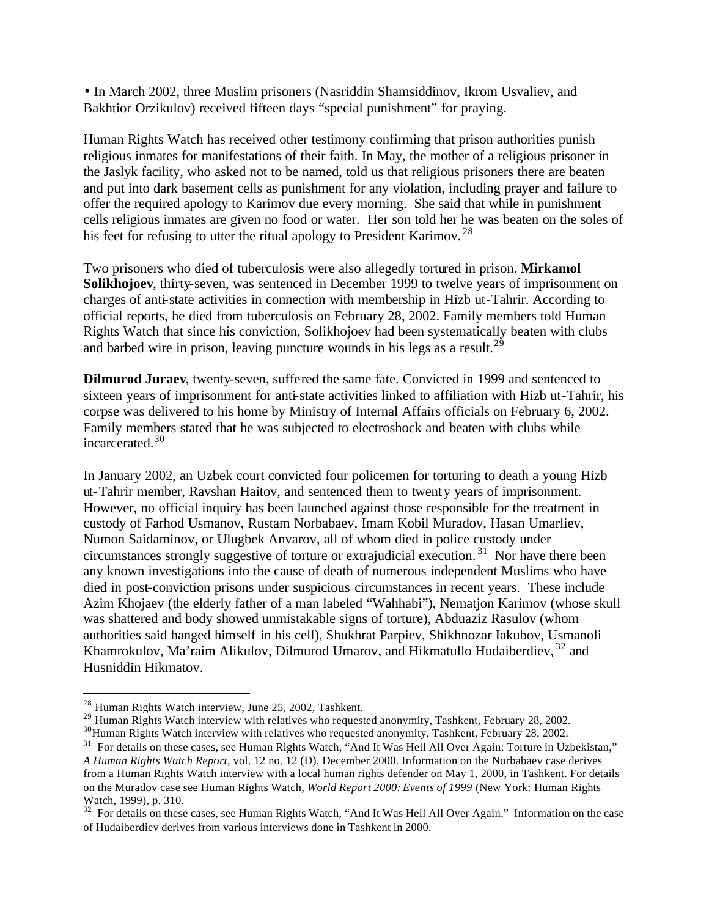- In March 2002, three Muslim prisoners (Nasriddin Shamsiddinov, Ikrom Usvaliev, and Bakhtior Orzikulov) received fifteen days "special punishment" for praying.

Human Rights Watch has received other testimony confirming that prison authorities punish religious inmates for manifestations of their faith. In May, the mother of a religious prisoner in the Jaslyk facility, who asked not to be named, told us that religious prisoners there are beaten and put into dark basement cells as punishment for any violation, including prayer and failure to offer the required apology to Karimov due every morning. She said that while in punishment cells religious inmates are given no food or water. Her son told her he was beaten on the soles of his feet for refusing to utter the ritual apology to President Karimov.[28]

Two prisoners who died of tuberculosis were also allegedly tortured in prison. **Mirkamol Solikhojoev**, thirty-seven, was sentenced in December 1999 to twelve years of imprisonment on charges of anti-state activities in connection with membership in Hizb ut-Tahrir. According to official reports, he died from tuberculosis on February 28, 2002. Family members told Human Rights Watch that since his conviction, Solikhojoev had been systematically beaten with clubs and barbed wire in prison, leaving puncture wounds in his legs as a result.[29]

**Dilmurod Juraev**, twenty-seven, suffered the same fate. Convicted in 1999 and sentenced to sixteen years of imprisonment for anti-state activities linked to affiliation with Hizb ut-Tahrir, his corpse was delivered to his home by Ministry of Internal Affairs officials on February 6, 2002. Family members stated that he was subjected to electroshock and beaten with clubs while incarcerated.[30]

In January 2002, an Uzbek court convicted four policemen for torturing to death a young Hizb ut-Tahrir member, Ravshan Haitov, and sentenced them to twenty years of imprisonment. However, no official inquiry has been launched against those responsible for the treatment in custody of Farhod Usmanov, Rustam Norbabaev, Imam Kobil Muradov, Hasan Umarliev, Numon Saidaminov, or Ulugbek Anvarov, all of whom died in police custody under circumstances strongly suggestive of torture or extrajudicial execution.[31] Nor have there been any known investigations into the cause of death of numerous independent Muslims who have died in post-conviction prisons under suspicious circumstances in recent years. These include Azim Khojaev (the elderly father of a man labeled "Wahhabi"), Nematjon Karimov (whose skull was shattered and body showed unmistakable signs of torture), Abduaziz Rasulov (whom authorities said hanged himself in his cell), Shukhrat Parpiev, Shikhnozar Iakubov, Usmanoli Khamrokulov, Ma'raim Alikulov, Dilmurod Umarov, and Hikmatullo Hudaiberdiev,[32] and Husniddin Hikmatov.

---

[28] Human Rights Watch interview, June 25, 2002, Tashkent.

[29] Human Rights Watch interview with relatives who requested anonymity, Tashkent, February 28, 2002.

[30] Human Rights Watch interview with relatives who requested anonymity, Tashkent, February 28, 2002.

[31] For details on these cases, see Human Rights Watch, "And It Was Hell All Over Again: Torture in Uzbekistan," *A Human Rights Watch Report*, vol. 12 no. 12 (D), December 2000. Information on the Norbabaev case derives from a Human Rights Watch interview with a local human rights defender on May 1, 2000, in Tashkent. For details on the Muradov case see Human Rights Watch, *World Report 2000: Events of 1999* (New York: Human Rights Watch, 1999), p. 310.

[32] For details on these cases, see Human Rights Watch, "And It Was Hell All Over Again." Information on the case of Hudaiberdiev derives from various interviews done in Tashkent in 2000.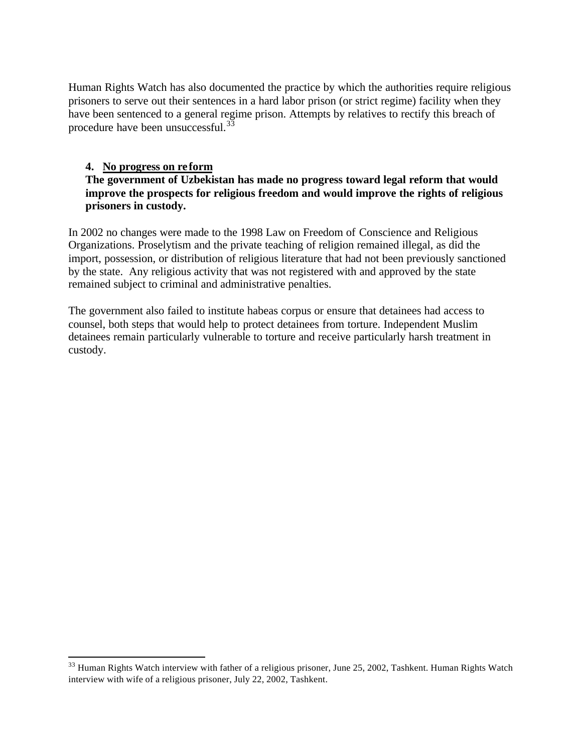Human Rights Watch has also documented the practice by which the authorities require religious prisoners to serve out their sentences in a hard labor prison (or strict regime) facility when they have been sentenced to a general regime prison. Attempts by relatives to rectify this breach of procedure have been unsuccessful.[33]

### 4. No progress on reform

**The government of Uzbekistan has made no progress toward legal reform that would improve the prospects for religious freedom and would improve the rights of religious prisoners in custody.**

In 2002 no changes were made to the 1998 Law on Freedom of Conscience and Religious Organizations. Proselytism and the private teaching of religion remained illegal, as did the import, possession, or distribution of religious literature that had not been previously sanctioned by the state. Any religious activity that was not registered with and approved by the state remained subject to criminal and administrative penalties.

The government also failed to institute habeas corpus or ensure that detainees had access to counsel, both steps that would help to protect detainees from torture. Independent Muslim detainees remain particularly vulnerable to torture and receive particularly harsh treatment in custody.

---

[33] Human Rights Watch interview with father of a religious prisoner, June 25, 2002, Tashkent. Human Rights Watch interview with wife of a religious prisoner, July 22, 2002, Tashkent.